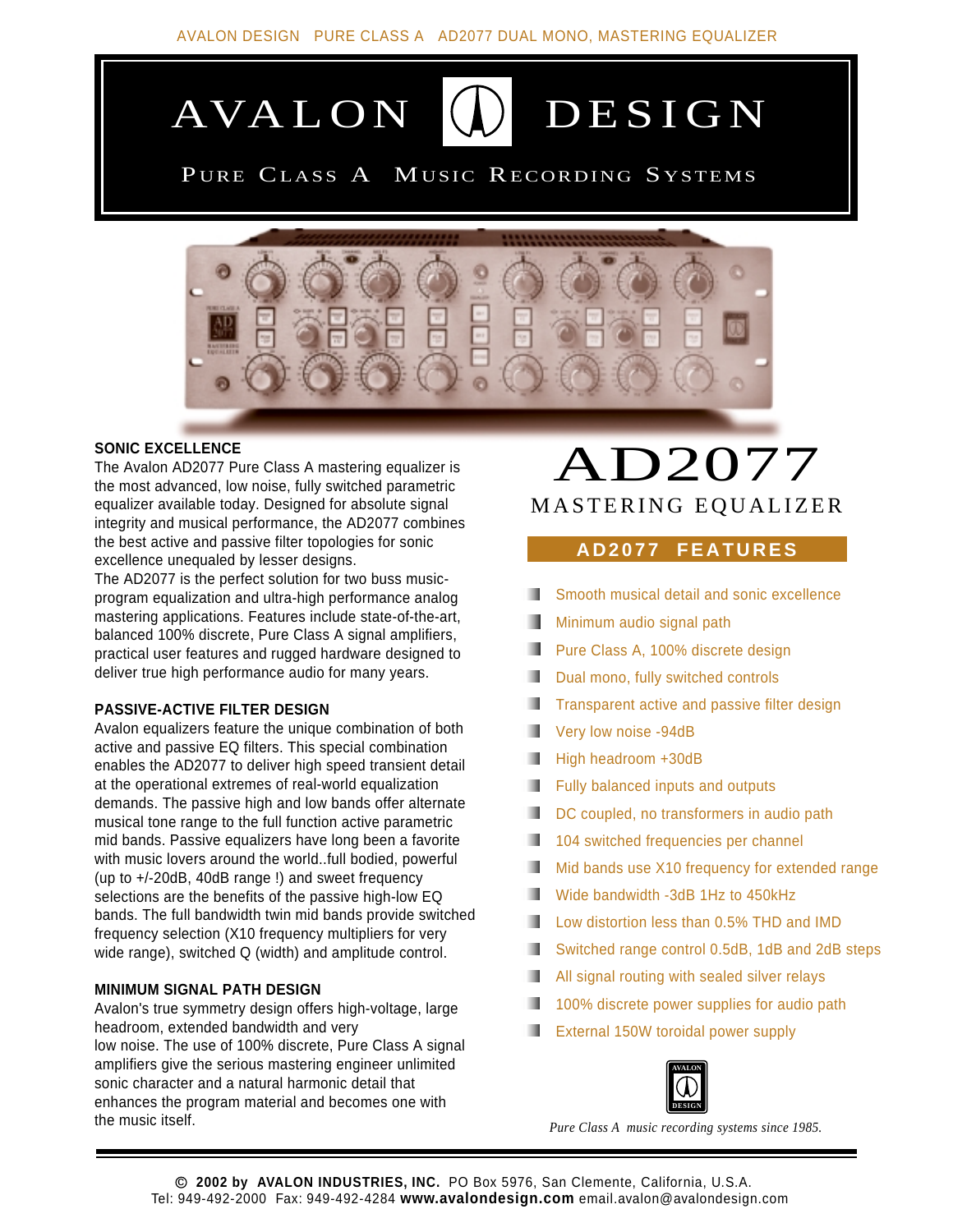AVALON DESIGN PURE CLASS A AD2077 DUAL MONO, MASTERING EQUALIZER

# AVALON DESIGN

PURE CLASS A MUSIC RECORDING SYSTEMS

# AD2077

## MASTERING EQUALIZER

### SONIC EXCELLENCE

The Avalon AD2077 Pure Class A mastering equalizer is the most advanced, low noise, fully switched parametric equalizer available today. Designed for absolute signal integrity and musical performance, the AD2077 combines the best active and passive filter topologies for sonic excellence unequaled by lesser designs.

The AD2077 is the perfect solution for two buss music-program equalization and ultra-high performance analog mastering applications. Features include state-of-the-art, balanced 100% discrete, Pure Class A signal amplifiers, practical user features and rugged hardware designed to deliver true high performance audio for many years.

### PASSIVE-ACTIVE FILTER DESIGN

Avalon equalizers feature the unique combination of both active and passive EQ filters. This special combination enables the AD2077 to deliver high speed transient detail at the operational extremes of real-world equalization demands. The passive high and low bands offer alternate musical tone range to the full function active parametric mid bands. Passive equalizers have long been a favorite with music lovers around the world..full bodied, powerful (up to +/-20dB, 40dB range !) and sweet frequency selections are the benefits of the passive high-low EQ bands. The full bandwidth twin mid bands provide switched frequency selection (X10 frequency multipliers for very wide range), switched Q (width) and amplitude control.

### MINIMUM SIGNAL PATH DESIGN

Avalon's true symmetry design offers high-voltage, large headroom, extended bandwidth and very low noise. The use of 100% discrete, Pure Class A signal amplifiers give the serious mastering engineer unlimited sonic character and a natural harmonic detail that enhances the program material and becomes one with the music itself.

### AD2077 FEATURES

- Smooth musical detail and sonic excellence
- Minimum audio signal path
- Pure Class A, 100% discrete design
- Dual mono, fully switched controls
- Transparent active and passive filter design
- Very low noise -94dB
- High headroom +30dB
- Fully balanced inputs and outputs
- DC coupled, no transformers in audio path
- 104 switched frequencies per channel
- Mid bands use X10 frequency for extended range
- Wide bandwidth -3dB 1Hz to 450kHz
- Low distortion less than 0.5% THD and IMD
- Switched range control 0.5dB, 1dB and 2dB steps
- All signal routing with sealed silver relays
- 100% discrete power supplies for audio path
- External 150W toroidal power supply

AVALON DESIGN

*Pure Class A music recording systems since 1985.*

© **2002 by AVALON INDUSTRIES, INC.** PO Box 5976, San Clemente, California, U.S.A.
Tel: 949-492-2000 Fax: 949-492-4284 **www.avalondesign.com** email.avalon@avalondesign.com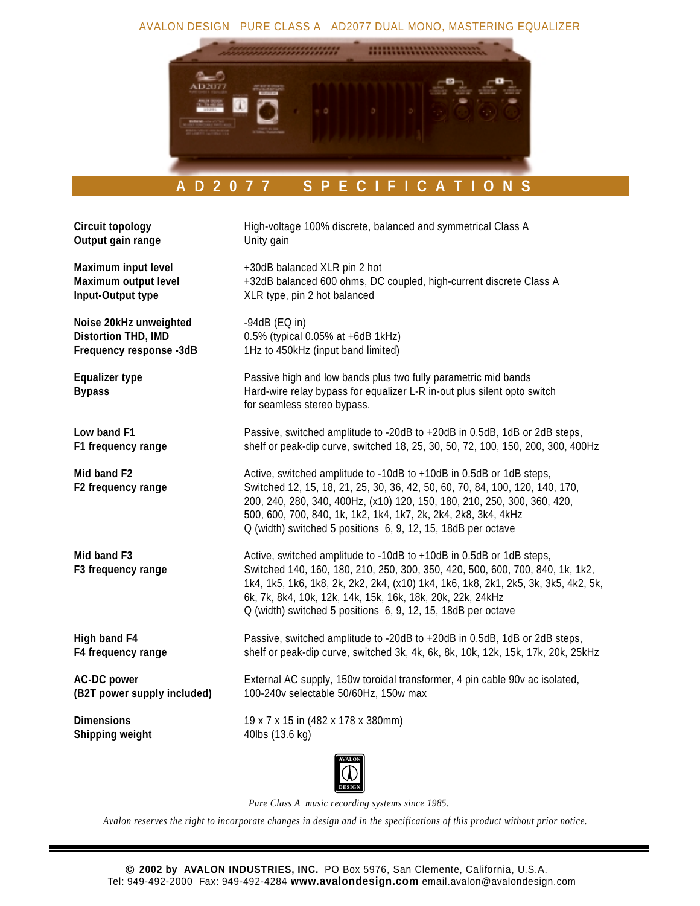AVALON DESIGN PURE CLASS A AD2077 DUAL MONO, MASTERING EQUALIZER

## AD2077 SPECIFICATIONS

| | |
|---|---|
| **Circuit topology** | High-voltage 100% discrete, balanced and symmetrical Class A |
| **Output gain range** | Unity gain |
| **Maximum input level** | +30dB balanced XLR pin 2 hot |
| **Maximum output level** | +32dB balanced 600 ohms, DC coupled, high-current discrete Class A |
| **Input-Output type** | XLR type, pin 2 hot balanced |
| **Noise 20kHz unweighted** | -94dB (EQ in) |
| **Distortion THD, IMD** | 0.5% (typical 0.05% at +6dB 1kHz) |
| **Frequency response -3dB** | 1Hz to 450kHz (input band limited) |
| **Equalizer type** | Passive high and low bands plus two fully parametric mid bands |
| **Bypass** | Hard-wire relay bypass for equalizer L-R in-out plus silent opto switch for seamless stereo bypass. |
| **Low band F1** | Passive, switched amplitude to -20dB to +20dB in 0.5dB, 1dB or 2dB steps, |
| **F1 frequency range** | shelf or peak-dip curve, switched 18, 25, 30, 50, 72, 100, 150, 200, 300, 400Hz |
| **Mid band F2** | Active, switched amplitude to -10dB to +10dB in 0.5dB or 1dB steps, |
| **F2 frequency range** | Switched 12, 15, 18, 21, 25, 30, 36, 42, 50, 60, 70, 84, 100, 120, 140, 170, 200, 240, 280, 340, 400Hz, (x10) 120, 150, 180, 210, 250, 300, 360, 420, 500, 600, 700, 840, 1k, 1k2, 1k4, 1k7, 2k, 2k4, 2k8, 3k4, 4kHz<br>Q (width) switched 5 positions 6, 9, 12, 15, 18dB per octave |
| **Mid band F3** | Active, switched amplitude to -10dB to +10dB in 0.5dB or 1dB steps, |
| **F3 frequency range** | Switched 140, 160, 180, 210, 250, 300, 350, 420, 500, 600, 700, 840, 1k, 1k2, 1k4, 1k5, 1k6, 1k8, 2k, 2k2, 2k4, (x10) 1k4, 1k6, 1k8, 2k1, 2k5, 3k, 3k5, 4k2, 5k, 6k, 7k, 8k4, 10k, 12k, 14k, 15k, 16k, 18k, 20k, 22k, 24kHz<br>Q (width) switched 5 positions 6, 9, 12, 15, 18dB per octave |
| **High band F4** | Passive, switched amplitude to -20dB to +20dB in 0.5dB, 1dB or 2dB steps, |
| **F4 frequency range** | shelf or peak-dip curve, switched 3k, 4k, 6k, 8k, 10k, 12k, 15k, 17k, 20k, 25kHz |
| **AC-DC power** | External AC supply, 150w toroidal transformer, 4 pin cable 90v ac isolated, |
| **(B2T power supply included)** | 100-240v selectable 50/60Hz, 150w max |
| **Dimensions** | 19 x 7 x 15 in (482 x 178 x 380mm) |
| **Shipping weight** | 40lbs (13.6 kg) |

AVALON DESIGN

*Pure Class A music recording systems since 1985.*

*Avalon reserves the right to incorporate changes in design and in the specifications of this product without prior notice.*

© **2002 by AVALON INDUSTRIES, INC.** PO Box 5976, San Clemente, California, U.S.A.
Tel: 949-492-2000 Fax: 949-492-4284 **www.avalondesign.com** email.avalon@avalondesign.com